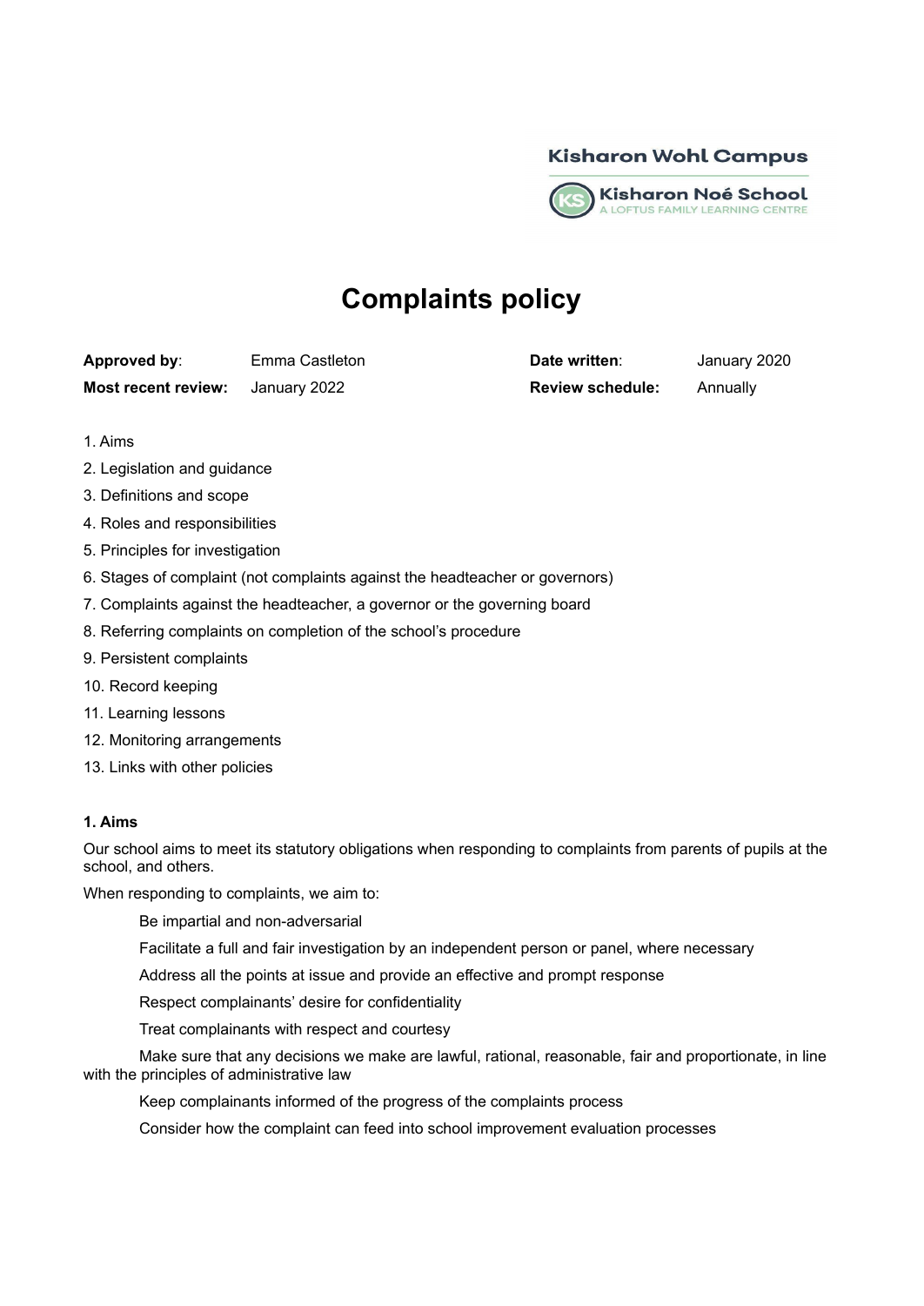Kisharon Wohl Campus

Kisharon Noé School
A LOFTUS FAMILY LEARNING CENTRE

# Complaints policy

| **Approved by**: | Emma Castleton | **Date written**: | January 2020 |
| --- | --- | --- | --- |
| **Most recent review:** | January 2022 | **Review schedule:** | Annually |

1. Aims
2. Legislation and guidance
3. Definitions and scope
4. Roles and responsibilities
5. Principles for investigation
6. Stages of complaint (not complaints against the headteacher or governors)
7. Complaints against the headteacher, a governor or the governing board
8. Referring complaints on completion of the school's procedure
9. Persistent complaints
10. Record keeping
11. Learning lessons
12. Monitoring arrangements
13. Links with other policies

### 1. Aims

Our school aims to meet its statutory obligations when responding to complaints from parents of pupils at the school, and others.

When responding to complaints, we aim to:

- Be impartial and non-adversarial
- Facilitate a full and fair investigation by an independent person or panel, where necessary
- Address all the points at issue and provide an effective and prompt response
- Respect complainants' desire for confidentiality
- Treat complainants with respect and courtesy
- Make sure that any decisions we make are lawful, rational, reasonable, fair and proportionate, in line with the principles of administrative law
- Keep complainants informed of the progress of the complaints process
- Consider how the complaint can feed into school improvement evaluation processes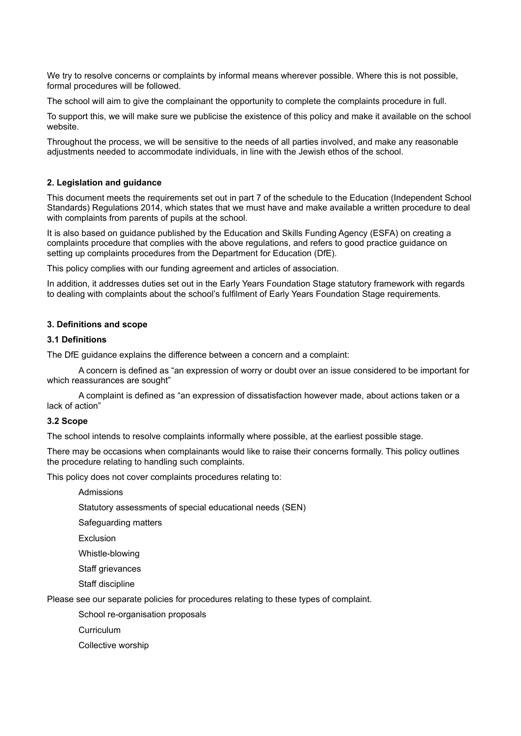We try to resolve concerns or complaints by informal means wherever possible. Where this is not possible, formal procedures will be followed.

The school will aim to give the complainant the opportunity to complete the complaints procedure in full.

To support this, we will make sure we publicise the existence of this policy and make it available on the school website.

Throughout the process, we will be sensitive to the needs of all parties involved, and make any reasonable adjustments needed to accommodate individuals, in line with the Jewish ethos of the school.

## 2. Legislation and guidance

This document meets the requirements set out in part 7 of the schedule to the Education (Independent School Standards) Regulations 2014, which states that we must have and make available a written procedure to deal with complaints from parents of pupils at the school.

It is also based on guidance published by the Education and Skills Funding Agency (ESFA) on creating a complaints procedure that complies with the above regulations, and refers to good practice guidance on setting up complaints procedures from the Department for Education (DfE).

This policy complies with our funding agreement and articles of association.

In addition, it addresses duties set out in the Early Years Foundation Stage statutory framework with regards to dealing with complaints about the school's fulfilment of Early Years Foundation Stage requirements.

## 3. Definitions and scope

### 3.1 Definitions

The DfE guidance explains the difference between a concern and a complaint:

- A concern is defined as "an expression of worry or doubt over an issue considered to be important for which reassurances are sought"
- A complaint is defined as "an expression of dissatisfaction however made, about actions taken or a lack of action"

### 3.2 Scope

The school intends to resolve complaints informally where possible, at the earliest possible stage.

There may be occasions when complainants would like to raise their concerns formally. This policy outlines the procedure relating to handling such complaints.

This policy does not cover complaints procedures relating to:

- Admissions
- Statutory assessments of special educational needs (SEN)
- Safeguarding matters
- Exclusion
- Whistle-blowing
- Staff grievances
- Staff discipline

Please see our separate policies for procedures relating to these types of complaint.

- School re-organisation proposals
- Curriculum
- Collective worship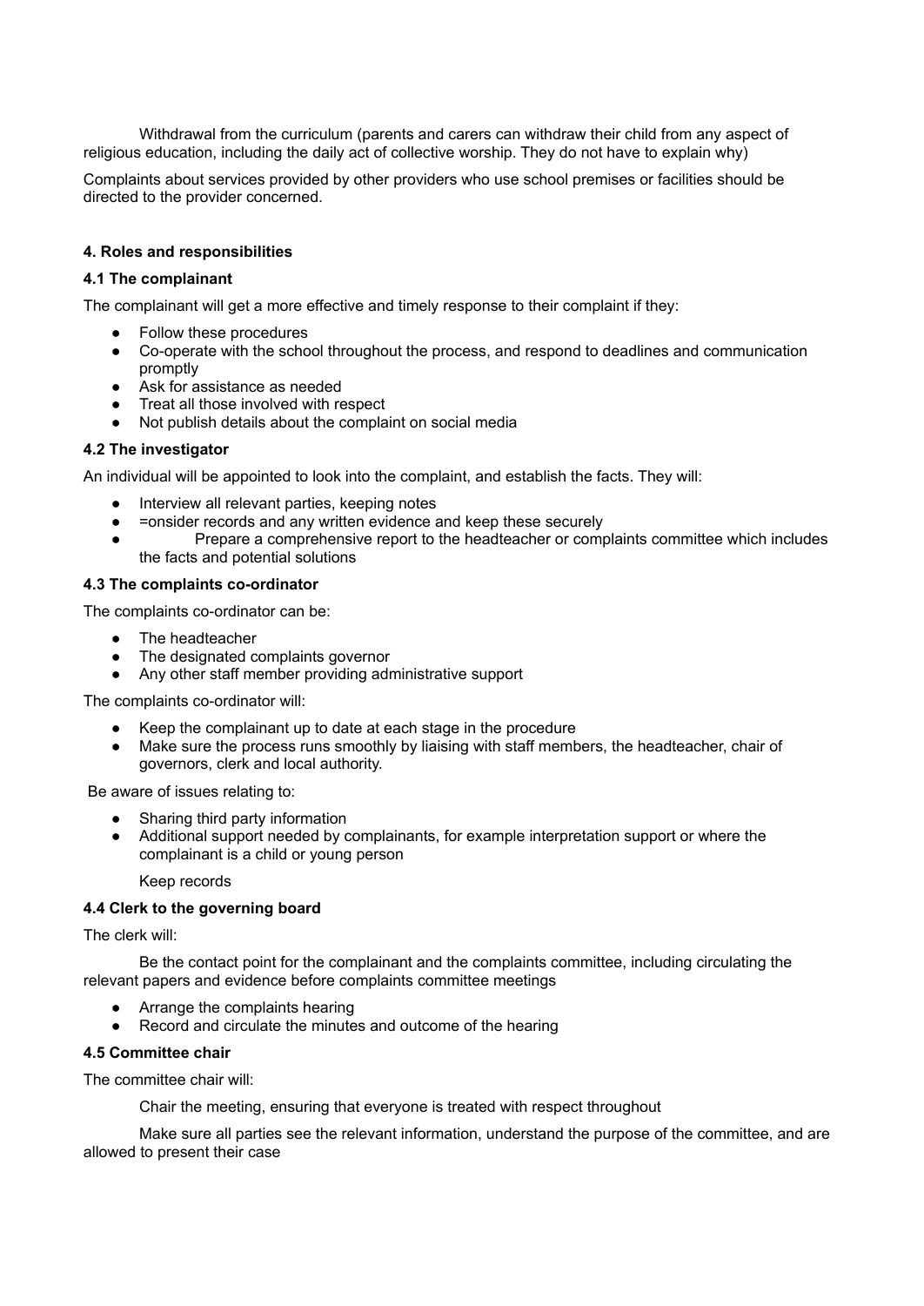Withdrawal from the curriculum (parents and carers can withdraw their child from any aspect of religious education, including the daily act of collective worship. They do not have to explain why)

Complaints about services provided by other providers who use school premises or facilities should be directed to the provider concerned.

**4. Roles and responsibilities**

**4.1 The complainant**

The complainant will get a more effective and timely response to their complaint if they:

- Follow these procedures
- Co-operate with the school throughout the process, and respond to deadlines and communication promptly
- Ask for assistance as needed
- Treat all those involved with respect
- Not publish details about the complaint on social media

**4.2 The investigator**

An individual will be appointed to look into the complaint, and establish the facts. They will:

- Interview all relevant parties, keeping notes
- =onsider records and any written evidence and keep these securely
- Prepare a comprehensive report to the headteacher or complaints committee which includes the facts and potential solutions

**4.3 The complaints co-ordinator**

The complaints co-ordinator can be:

- The headteacher
- The designated complaints governor
- Any other staff member providing administrative support

The complaints co-ordinator will:

- Keep the complainant up to date at each stage in the procedure
- Make sure the process runs smoothly by liaising with staff members, the headteacher, chair of governors, clerk and local authority.

Be aware of issues relating to:

- Sharing third party information
- Additional support needed by complainants, for example interpretation support or where the complainant is a child or young person

Keep records

**4.4 Clerk to the governing board**

The clerk will:

Be the contact point for the complainant and the complaints committee, including circulating the relevant papers and evidence before complaints committee meetings

- Arrange the complaints hearing
- Record and circulate the minutes and outcome of the hearing

**4.5 Committee chair**

The committee chair will:

Chair the meeting, ensuring that everyone is treated with respect throughout

Make sure all parties see the relevant information, understand the purpose of the committee, and are allowed to present their case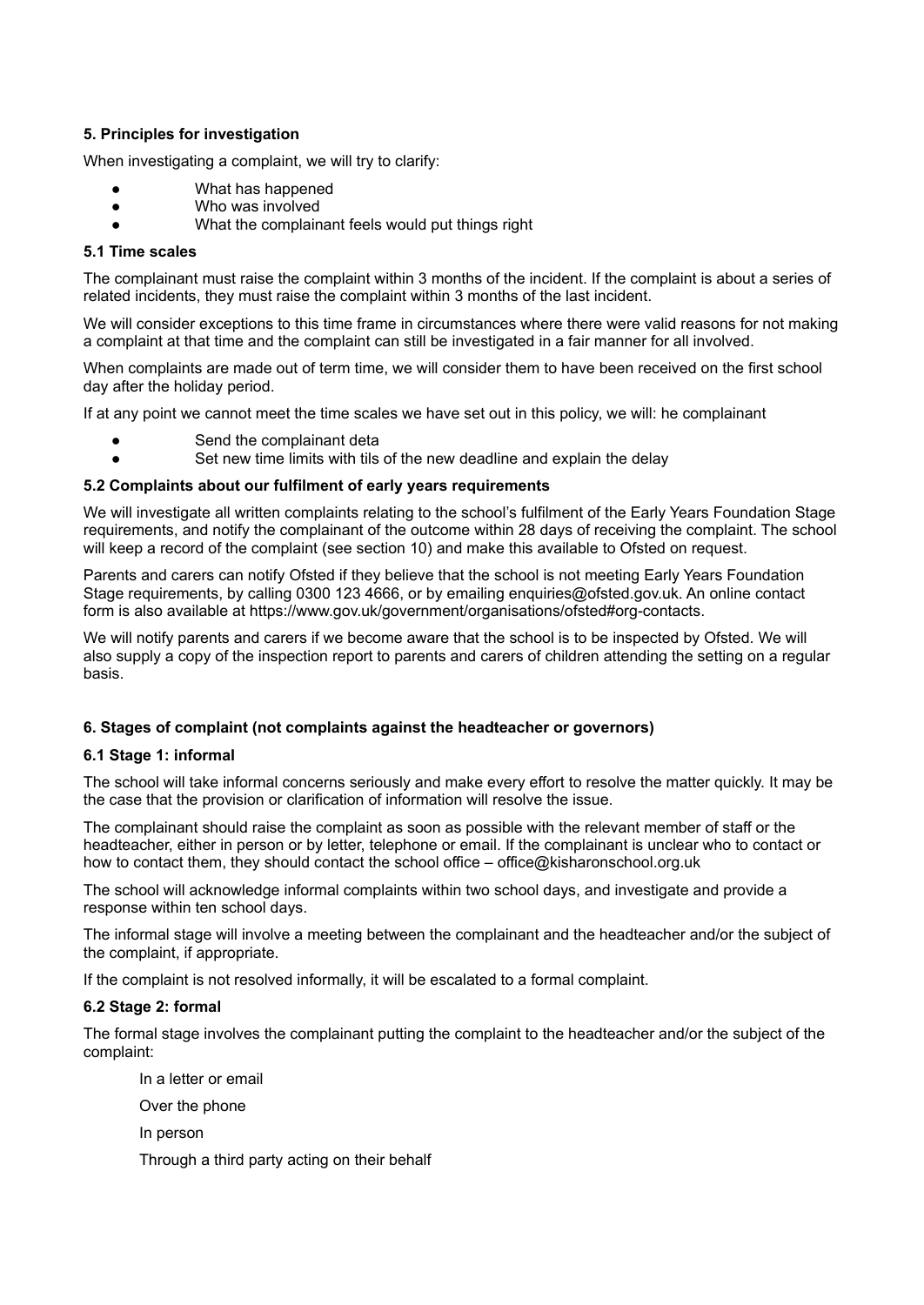### 5. Principles for investigation

When investigating a complaint, we will try to clarify:

- What has happened
- Who was involved
- What the complainant feels would put things right

#### 5.1 Time scales

The complainant must raise the complaint within 3 months of the incident. If the complaint is about a series of related incidents, they must raise the complaint within 3 months of the last incident.

We will consider exceptions to this time frame in circumstances where there were valid reasons for not making a complaint at that time and the complaint can still be investigated in a fair manner for all involved.

When complaints are made out of term time, we will consider them to have been received on the first school day after the holiday period.

If at any point we cannot meet the time scales we have set out in this policy, we will: he complainant

- Send the complainant deta
- Set new time limits with tils of the new deadline and explain the delay

#### 5.2 Complaints about our fulfilment of early years requirements

We will investigate all written complaints relating to the school's fulfilment of the Early Years Foundation Stage requirements, and notify the complainant of the outcome within 28 days of receiving the complaint. The school will keep a record of the complaint (see section 10) and make this available to Ofsted on request.

Parents and carers can notify Ofsted if they believe that the school is not meeting Early Years Foundation Stage requirements, by calling 0300 123 4666, or by emailing enquiries@ofsted.gov.uk. An online contact form is also available at https://www.gov.uk/government/organisations/ofsted#org-contacts.

We will notify parents and carers if we become aware that the school is to be inspected by Ofsted. We will also supply a copy of the inspection report to parents and carers of children attending the setting on a regular basis.

### 6. Stages of complaint (not complaints against the headteacher or governors)

#### 6.1 Stage 1: informal

The school will take informal concerns seriously and make every effort to resolve the matter quickly. It may be the case that the provision or clarification of information will resolve the issue.

The complainant should raise the complaint as soon as possible with the relevant member of staff or the headteacher, either in person or by letter, telephone or email. If the complainant is unclear who to contact or how to contact them, they should contact the school office – office@kisharonschool.org.uk

The school will acknowledge informal complaints within two school days, and investigate and provide a response within ten school days.

The informal stage will involve a meeting between the complainant and the headteacher and/or the subject of the complaint, if appropriate.

If the complaint is not resolved informally, it will be escalated to a formal complaint.

#### 6.2 Stage 2: formal

The formal stage involves the complainant putting the complaint to the headteacher and/or the subject of the complaint:

In a letter or email

Over the phone

In person

Through a third party acting on their behalf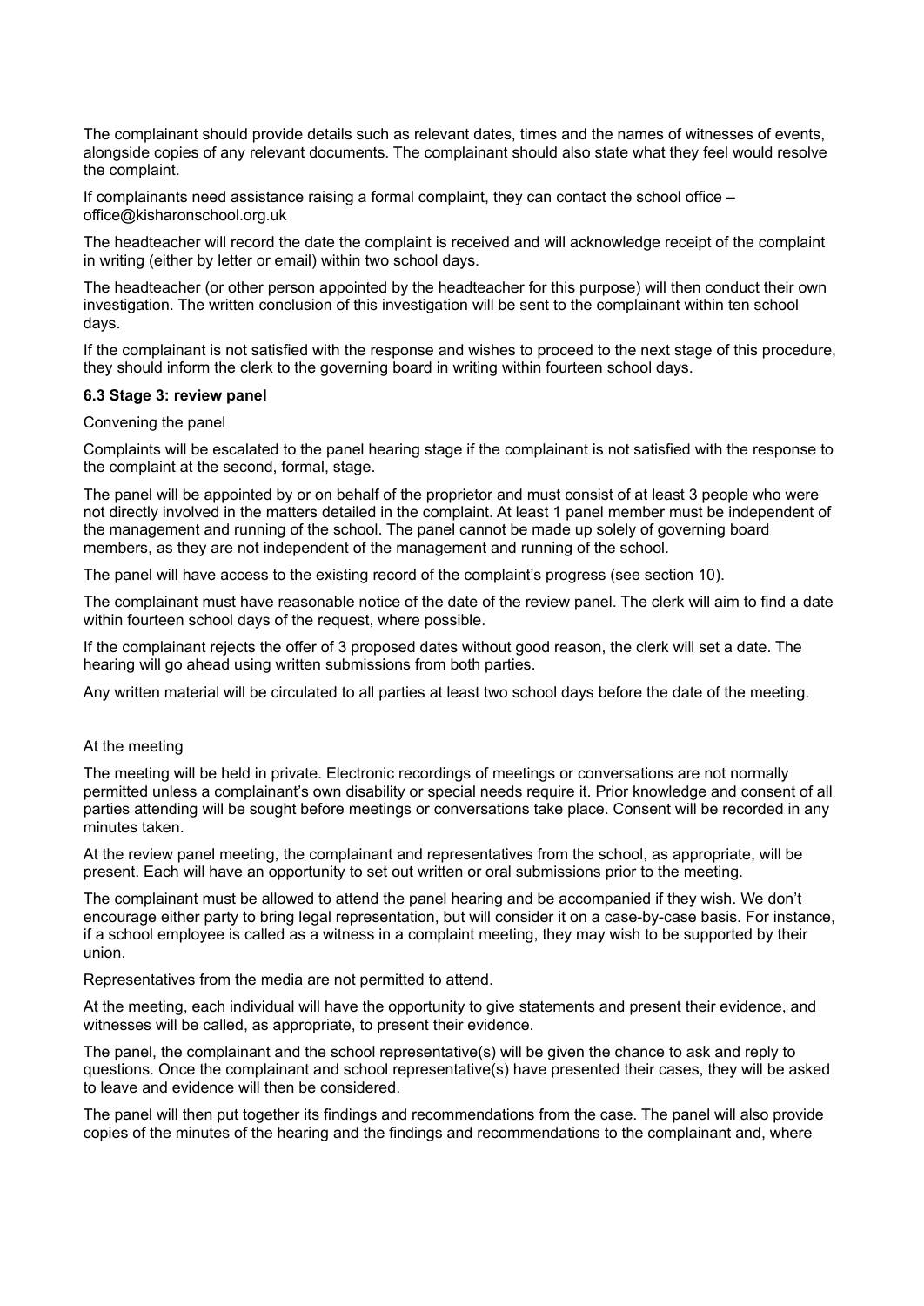The complainant should provide details such as relevant dates, times and the names of witnesses of events, alongside copies of any relevant documents. The complainant should also state what they feel would resolve the complaint.

If complainants need assistance raising a formal complaint, they can contact the school office – office@kisharonschool.org.uk

The headteacher will record the date the complaint is received and will acknowledge receipt of the complaint in writing (either by letter or email) within two school days.

The headteacher (or other person appointed by the headteacher for this purpose) will then conduct their own investigation. The written conclusion of this investigation will be sent to the complainant within ten school days.

If the complainant is not satisfied with the response and wishes to proceed to the next stage of this procedure, they should inform the clerk to the governing board in writing within fourteen school days.

**6.3 Stage 3: review panel**

Convening the panel

Complaints will be escalated to the panel hearing stage if the complainant is not satisfied with the response to the complaint at the second, formal, stage.

The panel will be appointed by or on behalf of the proprietor and must consist of at least 3 people who were not directly involved in the matters detailed in the complaint. At least 1 panel member must be independent of the management and running of the school. The panel cannot be made up solely of governing board members, as they are not independent of the management and running of the school.

The panel will have access to the existing record of the complaint's progress (see section 10).

The complainant must have reasonable notice of the date of the review panel. The clerk will aim to find a date within fourteen school days of the request, where possible.

If the complainant rejects the offer of 3 proposed dates without good reason, the clerk will set a date. The hearing will go ahead using written submissions from both parties.

Any written material will be circulated to all parties at least two school days before the date of the meeting.

At the meeting

The meeting will be held in private. Electronic recordings of meetings or conversations are not normally permitted unless a complainant's own disability or special needs require it. Prior knowledge and consent of all parties attending will be sought before meetings or conversations take place. Consent will be recorded in any minutes taken.

At the review panel meeting, the complainant and representatives from the school, as appropriate, will be present. Each will have an opportunity to set out written or oral submissions prior to the meeting.

The complainant must be allowed to attend the panel hearing and be accompanied if they wish. We don't encourage either party to bring legal representation, but will consider it on a case-by-case basis. For instance, if a school employee is called as a witness in a complaint meeting, they may wish to be supported by their union.

Representatives from the media are not permitted to attend.

At the meeting, each individual will have the opportunity to give statements and present their evidence, and witnesses will be called, as appropriate, to present their evidence.

The panel, the complainant and the school representative(s) will be given the chance to ask and reply to questions. Once the complainant and school representative(s) have presented their cases, they will be asked to leave and evidence will then be considered.

The panel will then put together its findings and recommendations from the case. The panel will also provide copies of the minutes of the hearing and the findings and recommendations to the complainant and, where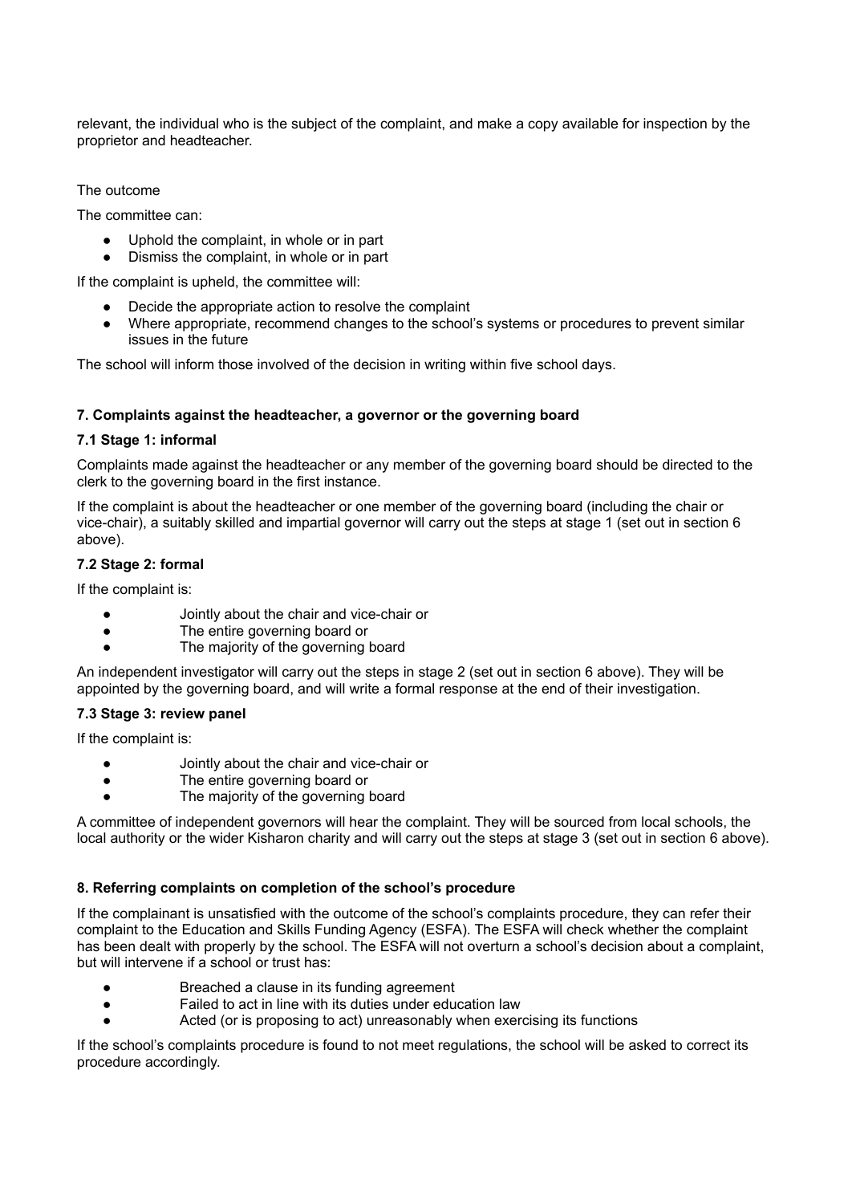relevant, the individual who is the subject of the complaint, and make a copy available for inspection by the proprietor and headteacher.

The outcome

The committee can:

- Uphold the complaint, in whole or in part
- Dismiss the complaint, in whole or in part

If the complaint is upheld, the committee will:

- Decide the appropriate action to resolve the complaint
- Where appropriate, recommend changes to the school's systems or procedures to prevent similar issues in the future

The school will inform those involved of the decision in writing within five school days.

**7. Complaints against the headteacher, a governor or the governing board**

**7.1 Stage 1: informal**

Complaints made against the headteacher or any member of the governing board should be directed to the clerk to the governing board in the first instance.

If the complaint is about the headteacher or one member of the governing board (including the chair or vice-chair), a suitably skilled and impartial governor will carry out the steps at stage 1 (set out in section 6 above).

**7.2 Stage 2: formal**

If the complaint is:

- Jointly about the chair and vice-chair or
- The entire governing board or
- The majority of the governing board

An independent investigator will carry out the steps in stage 2 (set out in section 6 above). They will be appointed by the governing board, and will write a formal response at the end of their investigation.

**7.3 Stage 3: review panel**

If the complaint is:

- Jointly about the chair and vice-chair or
- The entire governing board or
- The majority of the governing board

A committee of independent governors will hear the complaint. They will be sourced from local schools, the local authority or the wider Kisharon charity and will carry out the steps at stage 3 (set out in section 6 above).

**8. Referring complaints on completion of the school's procedure**

If the complainant is unsatisfied with the outcome of the school's complaints procedure, they can refer their complaint to the Education and Skills Funding Agency (ESFA). The ESFA will check whether the complaint has been dealt with properly by the school. The ESFA will not overturn a school's decision about a complaint, but will intervene if a school or trust has:

- Breached a clause in its funding agreement
- Failed to act in line with its duties under education law
- Acted (or is proposing to act) unreasonably when exercising its functions

If the school's complaints procedure is found to not meet regulations, the school will be asked to correct its procedure accordingly.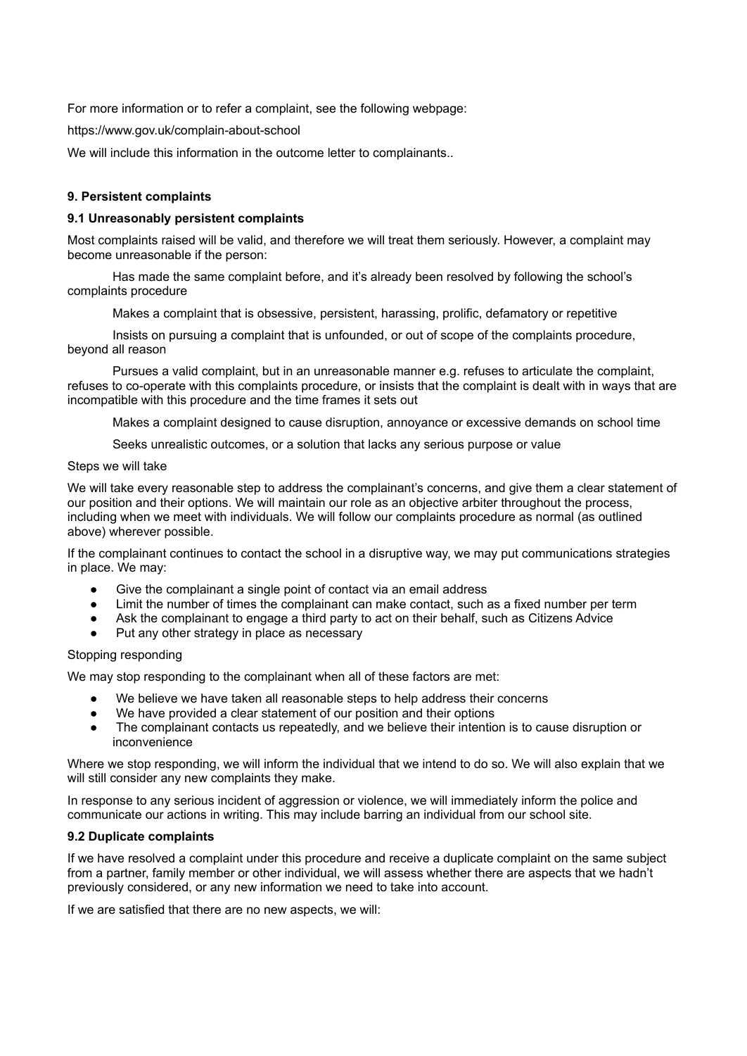For more information or to refer a complaint, see the following webpage:

https://www.gov.uk/complain-about-school

We will include this information in the outcome letter to complainants..

### 9. Persistent complaints

#### 9.1 Unreasonably persistent complaints

Most complaints raised will be valid, and therefore we will treat them seriously. However, a complaint may become unreasonable if the person:

Has made the same complaint before, and it's already been resolved by following the school's complaints procedure

Makes a complaint that is obsessive, persistent, harassing, prolific, defamatory or repetitive

Insists on pursuing a complaint that is unfounded, or out of scope of the complaints procedure, beyond all reason

Pursues a valid complaint, but in an unreasonable manner e.g. refuses to articulate the complaint, refuses to co-operate with this complaints procedure, or insists that the complaint is dealt with in ways that are incompatible with this procedure and the time frames it sets out

Makes a complaint designed to cause disruption, annoyance or excessive demands on school time

Seeks unrealistic outcomes, or a solution that lacks any serious purpose or value

Steps we will take

We will take every reasonable step to address the complainant's concerns, and give them a clear statement of our position and their options. We will maintain our role as an objective arbiter throughout the process, including when we meet with individuals. We will follow our complaints procedure as normal (as outlined above) wherever possible.

If the complainant continues to contact the school in a disruptive way, we may put communications strategies in place. We may:

- Give the complainant a single point of contact via an email address
- Limit the number of times the complainant can make contact, such as a fixed number per term
- Ask the complainant to engage a third party to act on their behalf, such as Citizens Advice
- Put any other strategy in place as necessary

Stopping responding

We may stop responding to the complainant when all of these factors are met:

- We believe we have taken all reasonable steps to help address their concerns
- We have provided a clear statement of our position and their options
- The complainant contacts us repeatedly, and we believe their intention is to cause disruption or inconvenience

Where we stop responding, we will inform the individual that we intend to do so. We will also explain that we will still consider any new complaints they make.

In response to any serious incident of aggression or violence, we will immediately inform the police and communicate our actions in writing. This may include barring an individual from our school site.

#### 9.2 Duplicate complaints

If we have resolved a complaint under this procedure and receive a duplicate complaint on the same subject from a partner, family member or other individual, we will assess whether there are aspects that we hadn't previously considered, or any new information we need to take into account.

If we are satisfied that there are no new aspects, we will: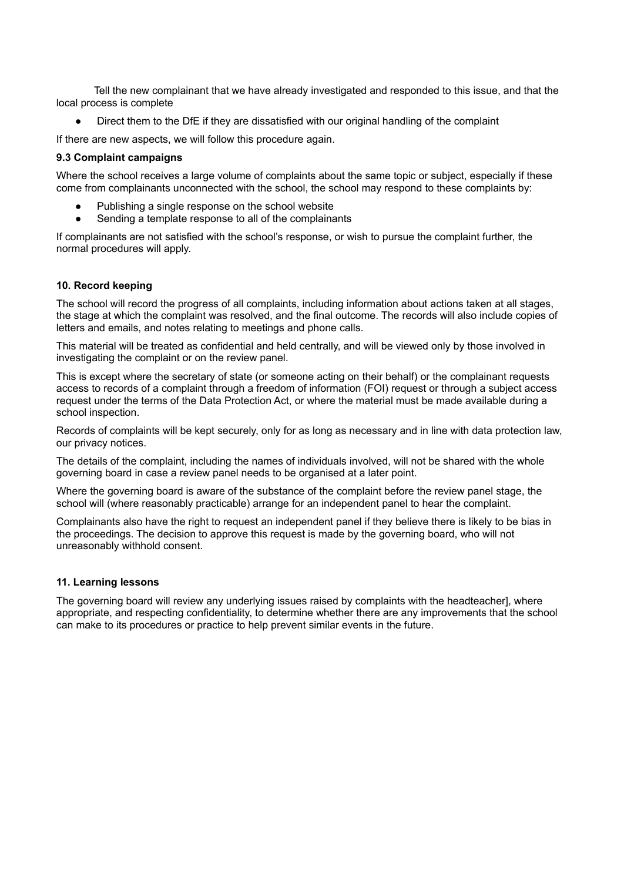Tell the new complainant that we have already investigated and responded to this issue, and that the local process is complete

- Direct them to the DfE if they are dissatisfied with our original handling of the complaint

If there are new aspects, we will follow this procedure again.

### 9.3 Complaint campaigns

Where the school receives a large volume of complaints about the same topic or subject, especially if these come from complainants unconnected with the school, the school may respond to these complaints by:

- Publishing a single response on the school website
- Sending a template response to all of the complainants

If complainants are not satisfied with the school's response, or wish to pursue the complaint further, the normal procedures will apply.

## 10. Record keeping

The school will record the progress of all complaints, including information about actions taken at all stages, the stage at which the complaint was resolved, and the final outcome. The records will also include copies of letters and emails, and notes relating to meetings and phone calls.

This material will be treated as confidential and held centrally, and will be viewed only by those involved in investigating the complaint or on the review panel.

This is except where the secretary of state (or someone acting on their behalf) or the complainant requests access to records of a complaint through a freedom of information (FOI) request or through a subject access request under the terms of the Data Protection Act, or where the material must be made available during a school inspection.

Records of complaints will be kept securely, only for as long as necessary and in line with data protection law, our privacy notices.

The details of the complaint, including the names of individuals involved, will not be shared with the whole governing board in case a review panel needs to be organised at a later point.

Where the governing board is aware of the substance of the complaint before the review panel stage, the school will (where reasonably practicable) arrange for an independent panel to hear the complaint.

Complainants also have the right to request an independent panel if they believe there is likely to be bias in the proceedings. The decision to approve this request is made by the governing board, who will not unreasonably withhold consent.

## 11. Learning lessons

The governing board will review any underlying issues raised by complaints with the headteacher], where appropriate, and respecting confidentiality, to determine whether there are any improvements that the school can make to its procedures or practice to help prevent similar events in the future.